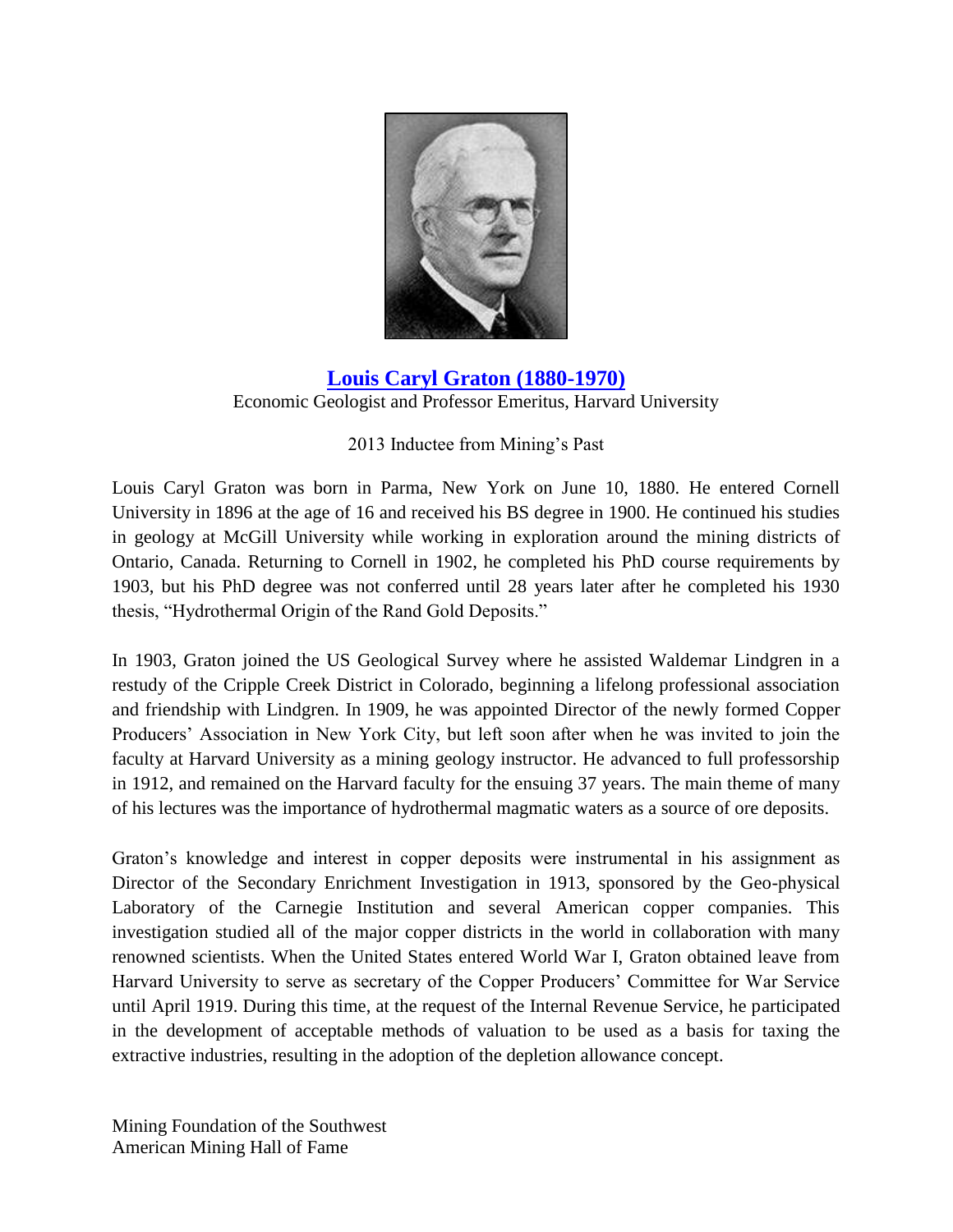# [Louis Caryl Graton (1880-1970)]

Economic Geologist and Professor Emeritus, Harvard University

2013 Inductee from Mining's Past

Louis Caryl Graton was born in Parma, New York on June 10, 1880. He entered Cornell University in 1896 at the age of 16 and received his BS degree in 1900. He continued his studies in geology at McGill University while working in exploration around the mining districts of Ontario, Canada. Returning to Cornell in 1902, he completed his PhD course requirements by 1903, but his PhD degree was not conferred until 28 years later after he completed his 1930 thesis, "Hydrothermal Origin of the Rand Gold Deposits."

In 1903, Graton joined the US Geological Survey where he assisted Waldemar Lindgren in a restudy of the Cripple Creek District in Colorado, beginning a lifelong professional association and friendship with Lindgren. In 1909, he was appointed Director of the newly formed Copper Producers' Association in New York City, but left soon after when he was invited to join the faculty at Harvard University as a mining geology instructor. He advanced to full professorship in 1912, and remained on the Harvard faculty for the ensuing 37 years. The main theme of many of his lectures was the importance of hydrothermal magmatic waters as a source of ore deposits.

Graton's knowledge and interest in copper deposits were instrumental in his assignment as Director of the Secondary Enrichment Investigation in 1913, sponsored by the Geo-physical Laboratory of the Carnegie Institution and several American copper companies. This investigation studied all of the major copper districts in the world in collaboration with many renowned scientists. When the United States entered World War I, Graton obtained leave from Harvard University to serve as secretary of the Copper Producers' Committee for War Service until April 1919. During this time, at the request of the Internal Revenue Service, he participated in the development of acceptable methods of valuation to be used as a basis for taxing the extractive industries, resulting in the adoption of the depletion allowance concept.

Mining Foundation of the Southwest
American Mining Hall of Fame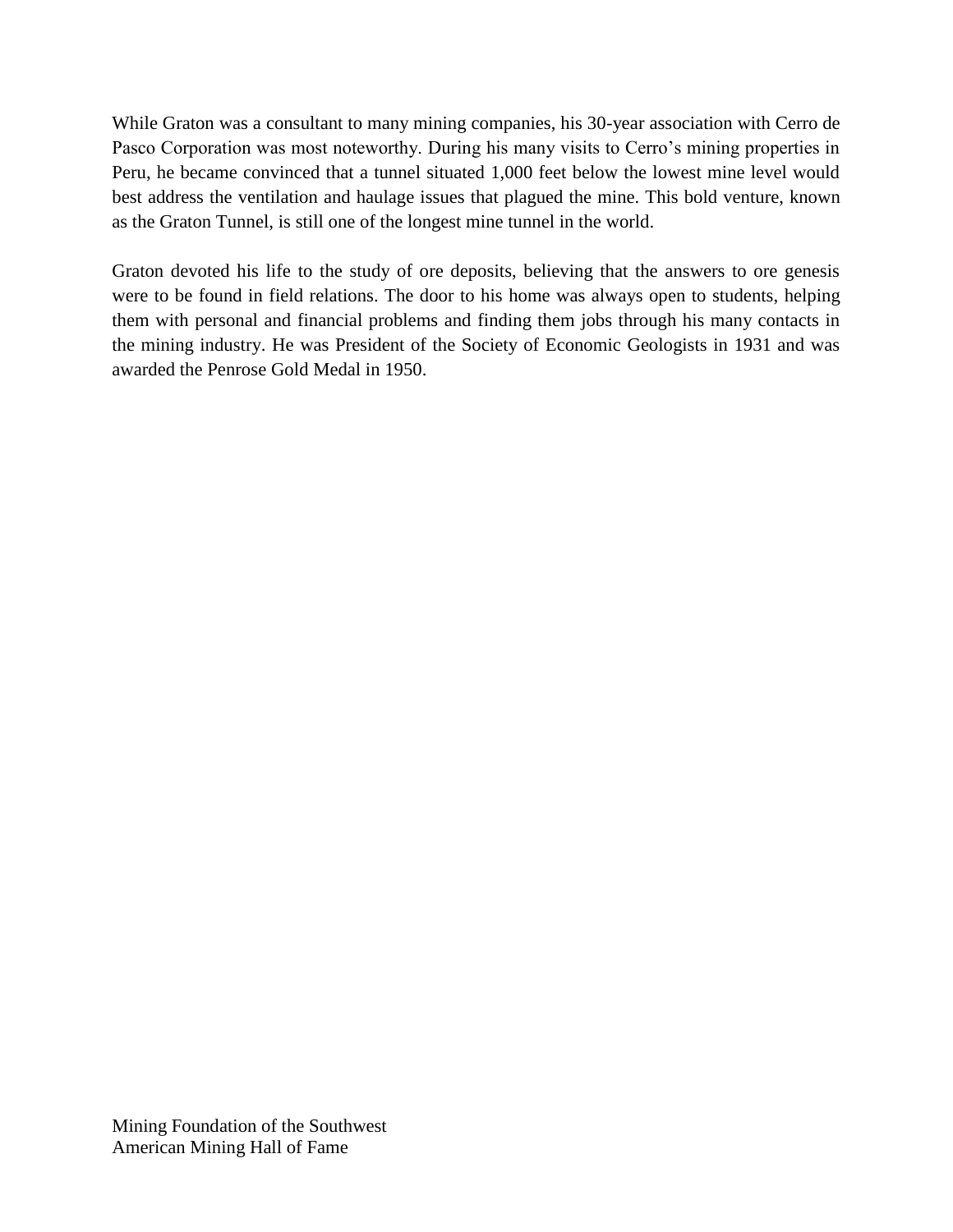While Graton was a consultant to many mining companies, his 30-year association with Cerro de Pasco Corporation was most noteworthy. During his many visits to Cerro's mining properties in Peru, he became convinced that a tunnel situated 1,000 feet below the lowest mine level would best address the ventilation and haulage issues that plagued the mine. This bold venture, known as the Graton Tunnel, is still one of the longest mine tunnel in the world.

Graton devoted his life to the study of ore deposits, believing that the answers to ore genesis were to be found in field relations. The door to his home was always open to students, helping them with personal and financial problems and finding them jobs through his many contacts in the mining industry. He was President of the Society of Economic Geologists in 1931 and was awarded the Penrose Gold Medal in 1950.